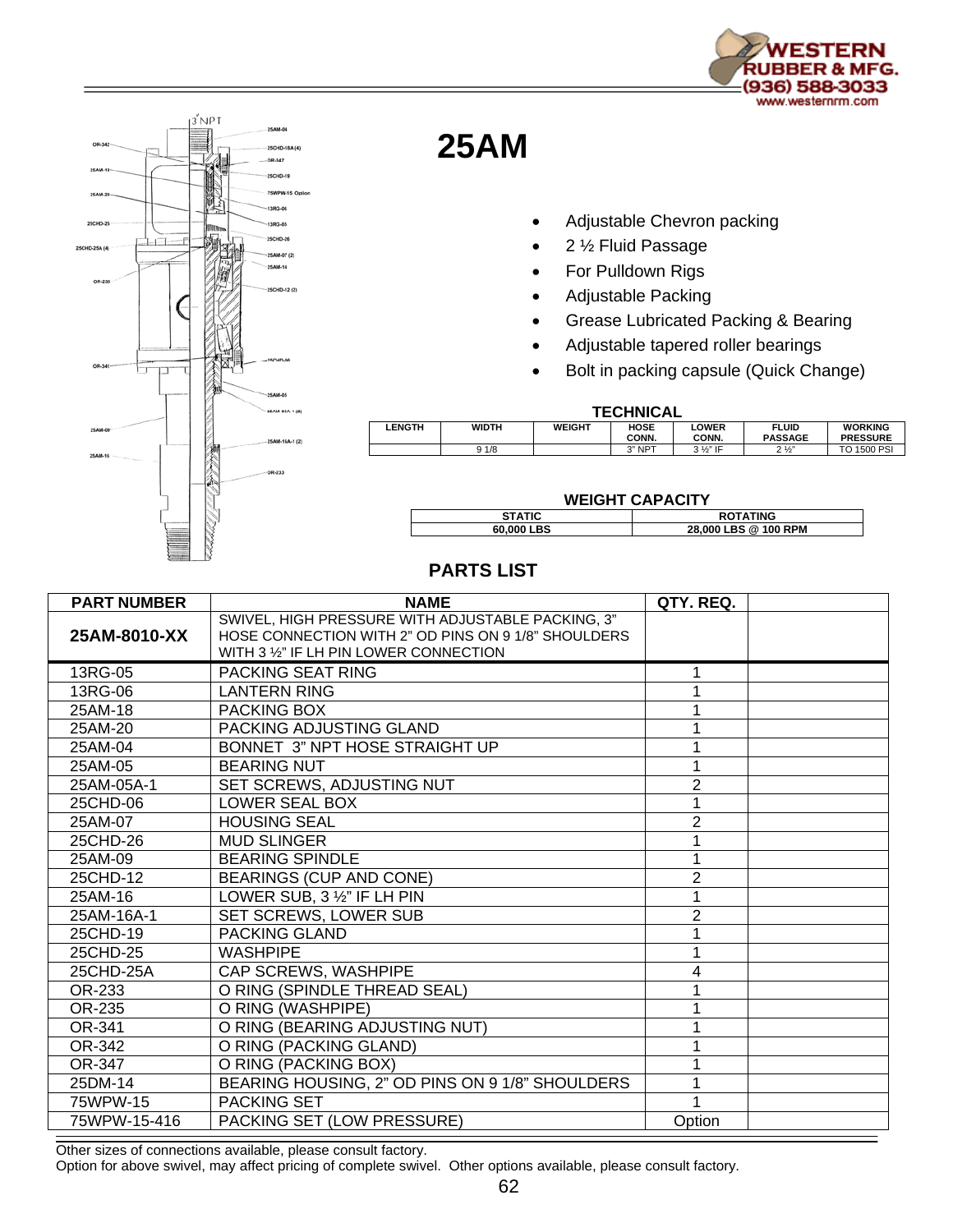# 25AM

- Adjustable Chevron packing
- 2 ½ Fluid Passage
- For Pulldown Rigs
- Adjustable Packing
- Grease Lubricated Packing & Bearing
- Adjustable tapered roller bearings
- Bolt in packing capsule (Quick Change)

## TECHNICAL

| LENGTH | WIDTH | WEIGHT | HOSE CONN. | LOWER CONN. | FLUID PASSAGE | WORKING PRESSURE |
|---|---|---|---|---|---|---|
| | 9 1/8 | | 3" NPT | 3 ½" IF | 2 ½" | TO 1500 PSI |

## WEIGHT CAPACITY

| STATIC | ROTATING |
|---|---|
| 60,000 LBS | 28,000 LBS @ 100 RPM |

## PARTS LIST

| PART NUMBER | NAME | QTY. REQ. | |
|---|---|---|---|
| **25AM-8010-XX** | SWIVEL, HIGH PRESSURE WITH ADJUSTABLE PACKING, 3" HOSE CONNECTION WITH 2" OD PINS ON 9 1/8" SHOULDERS WITH 3 ½" IF LH PIN LOWER CONNECTION | | |
| 13RG-05 | PACKING SEAT RING | 1 | |
| 13RG-06 | LANTERN RING | 1 | |
| 25AM-18 | PACKING BOX | 1 | |
| 25AM-20 | PACKING ADJUSTING GLAND | 1 | |
| 25AM-04 | BONNET 3" NPT HOSE STRAIGHT UP | 1 | |
| 25AM-05 | BEARING NUT | 1 | |
| 25AM-05A-1 | SET SCREWS, ADJUSTING NUT | 2 | |
| 25CHD-06 | LOWER SEAL BOX | 1 | |
| 25AM-07 | HOUSING SEAL | 2 | |
| 25CHD-26 | MUD SLINGER | 1 | |
| 25AM-09 | BEARING SPINDLE | 1 | |
| 25CHD-12 | BEARINGS (CUP AND CONE) | 2 | |
| 25AM-16 | LOWER SUB, 3 ½" IF LH PIN | 1 | |
| 25AM-16A-1 | SET SCREWS, LOWER SUB | 2 | |
| 25CHD-19 | PACKING GLAND | 1 | |
| 25CHD-25 | WASHPIPE | 1 | |
| 25CHD-25A | CAP SCREWS, WASHPIPE | 4 | |
| OR-233 | O RING (SPINDLE THREAD SEAL) | 1 | |
| OR-235 | O RING (WASHPIPE) | 1 | |
| OR-341 | O RING (BEARING ADJUSTING NUT) | 1 | |
| OR-342 | O RING (PACKING GLAND) | 1 | |
| OR-347 | O RING (PACKING BOX) | 1 | |
| 25DM-14 | BEARING HOUSING, 2" OD PINS ON 9 1/8" SHOULDERS | 1 | |
| 75WPW-15 | PACKING SET | 1 | |
| 75WPW-15-416 | PACKING SET (LOW PRESSURE) | Option | |

Other sizes of connections available, please consult factory.
Option for above swivel, may affect pricing of complete swivel. Other options available, please consult factory.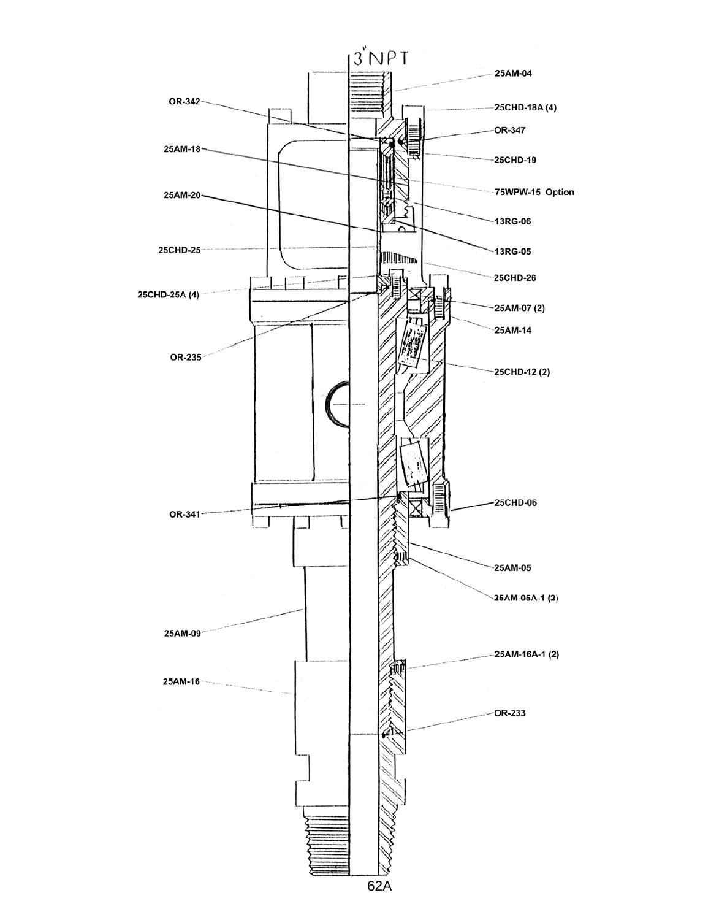3" NPT

25AM-04

25CHD-18A (4)

OR-342

OR-347

25AM-18

25CHD-19

75WPW-15 Option

25AM-20

13RG-06

13RG-05

25CHD-25

25CHD-26

25CHD-25A (4)

25AM-07 (2)

25AM-14

OR-235

25CHD-12 (2)

25CHD-06

OR-341

25AM-05

25AM-05A-1 (2)

25AM-09

25AM-16A-1 (2)

25AM-16

OR-233

62A